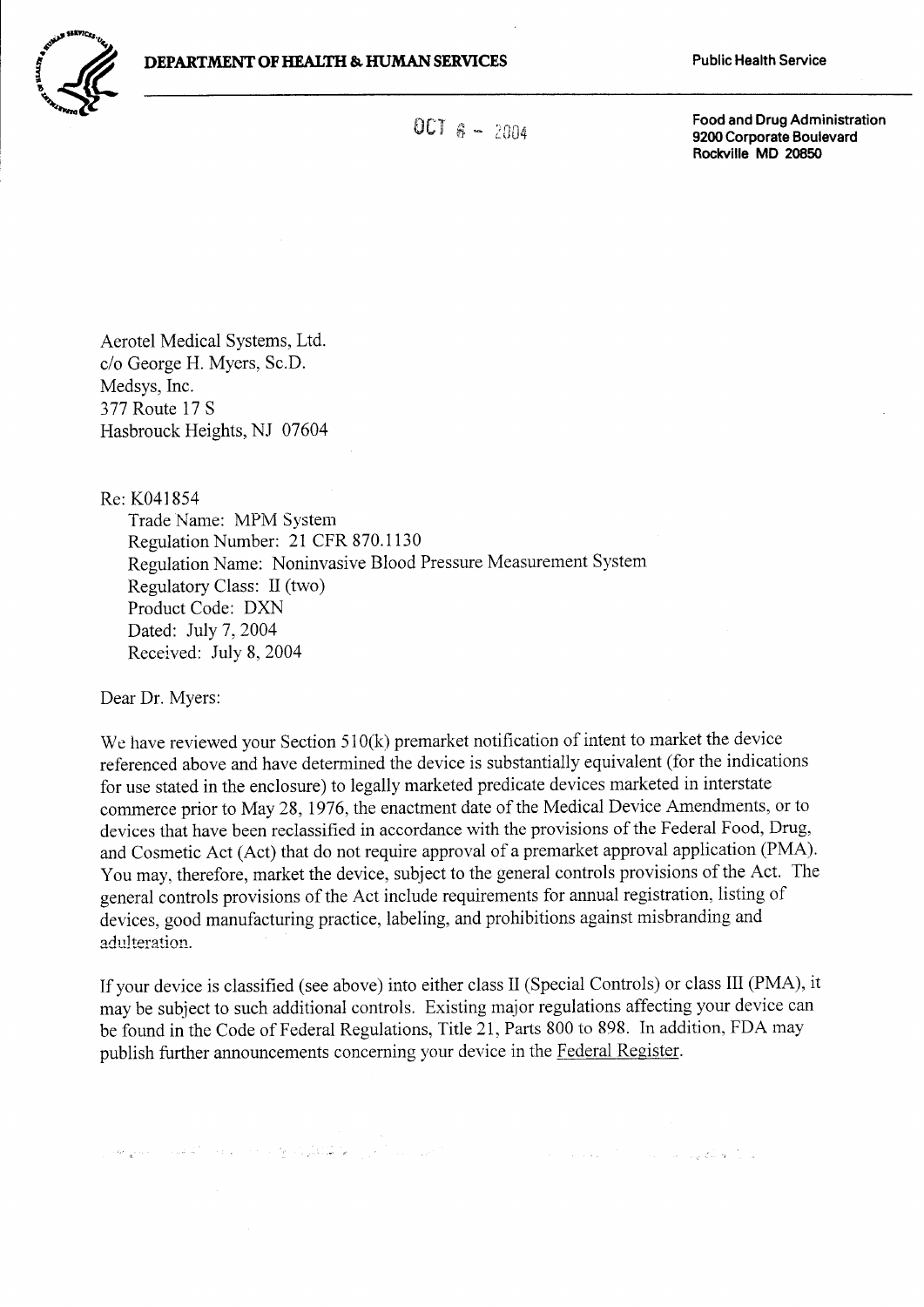**DEPARTMENT OF HEALTH & HUMAN SERVICES**

Public Health Service

OCT 6 - 2004

Food and Drug Administration
9200 Corporate Boulevard
Rockville MD 20850

Aerotel Medical Systems, Ltd.
c/o George H. Myers, Sc.D.
Medsys, Inc.
377 Route 17 S
Hasbrouck Heights, NJ 07604

Re: K041854
Trade Name: MPM System
Regulation Number: 21 CFR 870.1130
Regulation Name: Noninvasive Blood Pressure Measurement System
Regulatory Class: II (two)
Product Code: DXN
Dated: July 7, 2004
Received: July 8, 2004

Dear Dr. Myers:

We have reviewed your Section 510(k) premarket notification of intent to market the device referenced above and have determined the device is substantially equivalent (for the indications for use stated in the enclosure) to legally marketed predicate devices marketed in interstate commerce prior to May 28, 1976, the enactment date of the Medical Device Amendments, or to devices that have been reclassified in accordance with the provisions of the Federal Food, Drug, and Cosmetic Act (Act) that do not require approval of a premarket approval application (PMA). You may, therefore, market the device, subject to the general controls provisions of the Act. The general controls provisions of the Act include requirements for annual registration, listing of devices, good manufacturing practice, labeling, and prohibitions against misbranding and adulteration.

If your device is classified (see above) into either class II (Special Controls) or class III (PMA), it may be subject to such additional controls. Existing major regulations affecting your device can be found in the Code of Federal Regulations, Title 21, Parts 800 to 898. In addition, FDA may publish further announcements concerning your device in the Federal Register.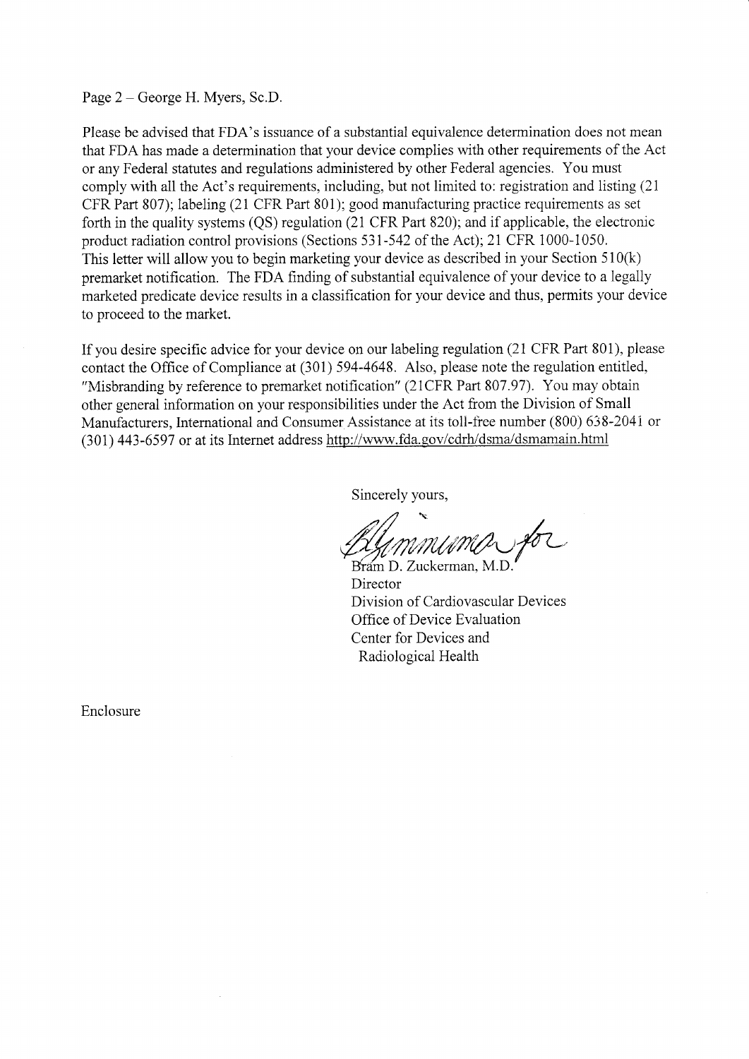Page 2 – George H. Myers, Sc.D.

Please be advised that FDA's issuance of a substantial equivalence determination does not mean that FDA has made a determination that your device complies with other requirements of the Act or any Federal statutes and regulations administered by other Federal agencies. You must comply with all the Act's requirements, including, but not limited to: registration and listing (21 CFR Part 807); labeling (21 CFR Part 801); good manufacturing practice requirements as set forth in the quality systems (QS) regulation (21 CFR Part 820); and if applicable, the electronic product radiation control provisions (Sections 531-542 of the Act); 21 CFR 1000-1050. This letter will allow you to begin marketing your device as described in your Section 510(k) premarket notification. The FDA finding of substantial equivalence of your device to a legally marketed predicate device results in a classification for your device and thus, permits your device to proceed to the market.

If you desire specific advice for your device on our labeling regulation (21 CFR Part 801), please contact the Office of Compliance at (301) 594-4648. Also, please note the regulation entitled, "Misbranding by reference to premarket notification" (21CFR Part 807.97). You may obtain other general information on your responsibilities under the Act from the Division of Small Manufacturers, International and Consumer Assistance at its toll-free number (800) 638-2041 or (301) 443-6597 or at its Internet address http://www.fda.gov/cdrh/dsma/dsmamain.html

Sincerely yours,

Bram D. Zuckerman, M.D.
Director
Division of Cardiovascular Devices
Office of Device Evaluation
Center for Devices and
Radiological Health

Enclosure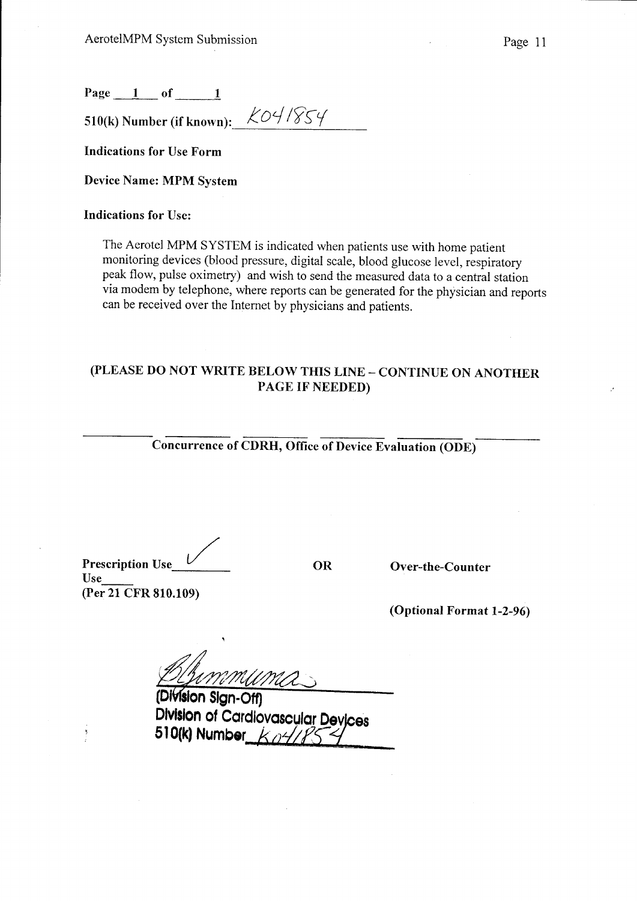Page 1 of 1

510(k) Number (if known): K041854

**Indications for Use Form**

**Device Name: MPM System**

**Indications for Use:**

The Aerotel MPM SYSTEM is indicated when patients use with home patient monitoring devices (blood pressure, digital scale, blood glucose level, respiratory peak flow, pulse oximetry) and wish to send the measured data to a central station via modem by telephone, where reports can be generated for the physician and reports can be received over the Internet by physicians and patients.

**(PLEASE DO NOT WRITE BELOW THIS LINE – CONTINUE ON ANOTHER PAGE IF NEEDED)**

**Concurrence of CDRH, Office of Device Evaluation (ODE)**

**Prescription Use** ✓ **OR** **Over-the-Counter Use** ____
**(Per 21 CFR 810.109)**

**(Optional Format 1-2-96)**

**(Division Sign-Off)**
**Division of Cardiovascular Devices**
**510(k) Number** K041854